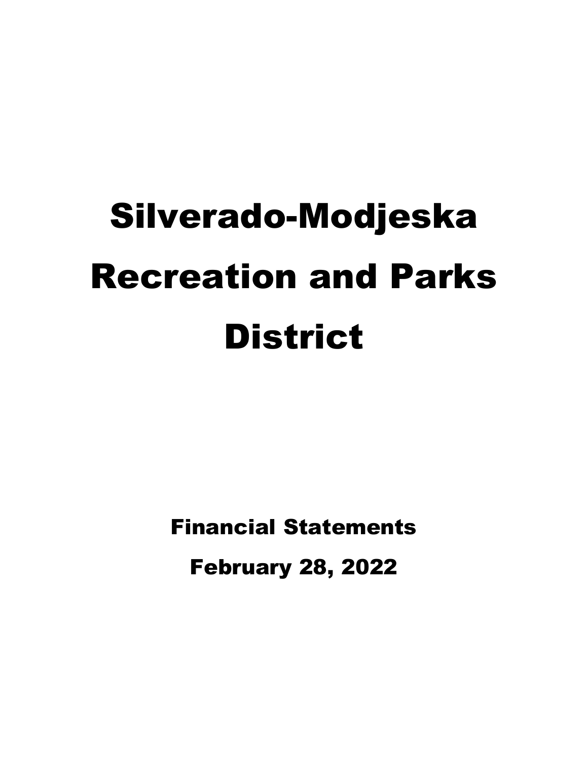# Silverado-Modjeska Recreation and Parks District

## Financial Statements

## February 28, 2022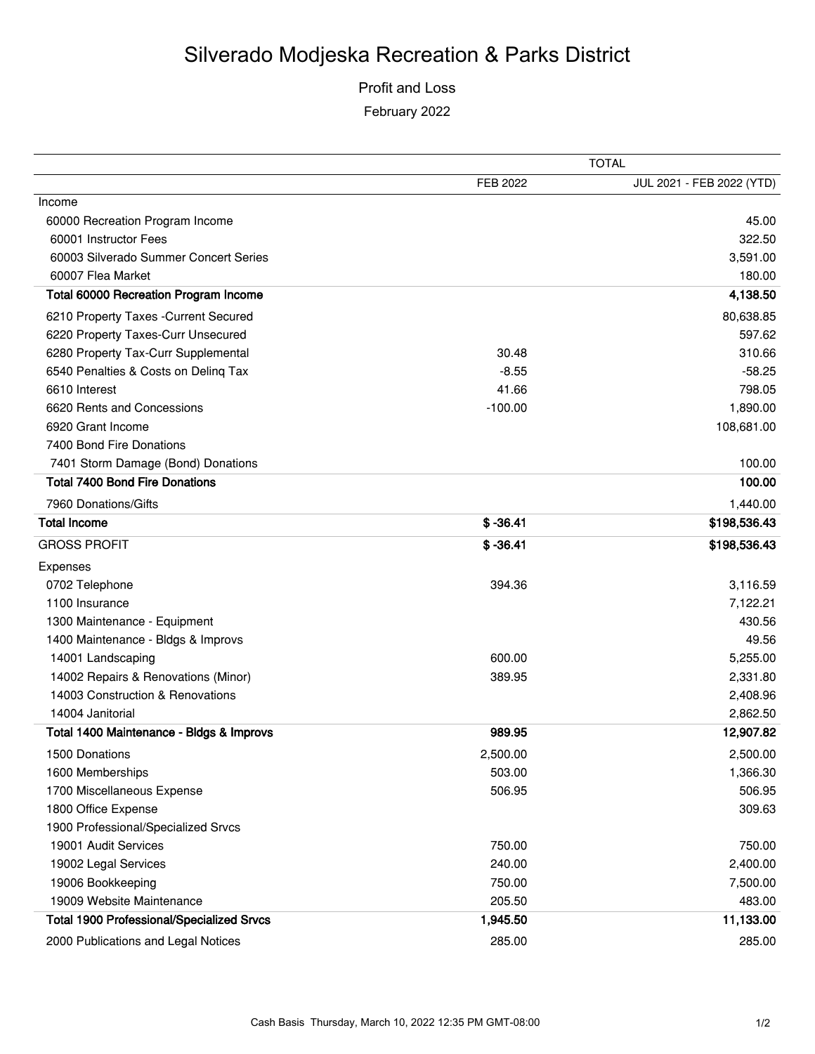# Silverado Modjeska Recreation & Parks District

Profit and Loss

February 2022

| | TOTAL | |
|---|---|---|
| | FEB 2022 | JUL 2021 - FEB 2022 (YTD) |
| **Income** | | |
| 60000 Recreation Program Income | | 45.00 |
| 60001 Instructor Fees | | 322.50 |
| 60003 Silverado Summer Concert Series | | 3,591.00 |
| 60007 Flea Market | | 180.00 |
| **Total 60000 Recreation Program Income** | | **4,138.50** |
| 6210 Property Taxes -Current Secured | | 80,638.85 |
| 6220 Property Taxes-Curr Unsecured | | 597.62 |
| 6280 Property Tax-Curr Supplemental | 30.48 | 310.66 |
| 6540 Penalties & Costs on Delinq Tax | -8.55 | -58.25 |
| 6610 Interest | 41.66 | 798.05 |
| 6620 Rents and Concessions | -100.00 | 1,890.00 |
| 6920 Grant Income | | 108,681.00 |
| 7400 Bond Fire Donations | | |
| 7401 Storm Damage (Bond) Donations | | 100.00 |
| **Total 7400 Bond Fire Donations** | | **100.00** |
| 7960 Donations/Gifts | | 1,440.00 |
| **Total Income** | **$ -36.41** | **$198,536.43** |
| GROSS PROFIT | **$ -36.41** | **$198,536.43** |
| **Expenses** | | |
| 0702 Telephone | 394.36 | 3,116.59 |
| 1100 Insurance | | 7,122.21 |
| 1300 Maintenance - Equipment | | 430.56 |
| 1400 Maintenance - Bldgs & Improvs | | 49.56 |
| 14001 Landscaping | 600.00 | 5,255.00 |
| 14002 Repairs & Renovations (Minor) | 389.95 | 2,331.80 |
| 14003 Construction & Renovations | | 2,408.96 |
| 14004 Janitorial | | 2,862.50 |
| **Total 1400 Maintenance - Bldgs & Improvs** | **989.95** | **12,907.82** |
| 1500 Donations | 2,500.00 | 2,500.00 |
| 1600 Memberships | 503.00 | 1,366.30 |
| 1700 Miscellaneous Expense | 506.95 | 506.95 |
| 1800 Office Expense | | 309.63 |
| 1900 Professional/Specialized Srvcs | | |
| 19001 Audit Services | 750.00 | 750.00 |
| 19002 Legal Services | 240.00 | 2,400.00 |
| 19006 Bookkeeping | 750.00 | 7,500.00 |
| 19009 Website Maintenance | 205.50 | 483.00 |
| **Total 1900 Professional/Specialized Srvcs** | **1,945.50** | **11,133.00** |
| 2000 Publications and Legal Notices | 285.00 | 285.00 |

Cash Basis Thursday, March 10, 2022 12:35 PM GMT-08:00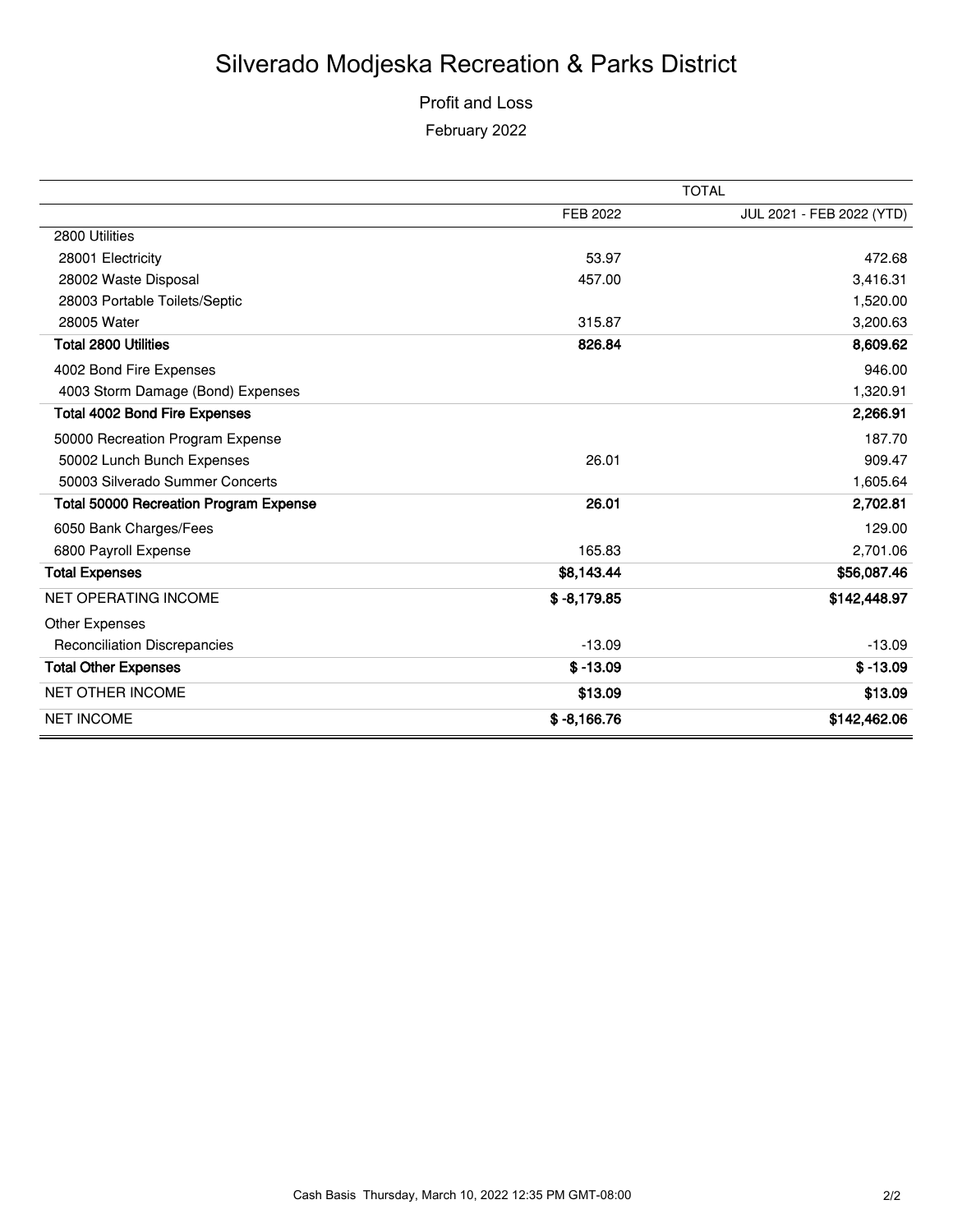# Silverado Modjeska Recreation & Parks District

Profit and Loss

February 2022

| | TOTAL | |
|---|---|---|
| | FEB 2022 | JUL 2021 - FEB 2022 (YTD) |
| 2800 Utilities | | |
| 28001 Electricity | 53.97 | 472.68 |
| 28002 Waste Disposal | 457.00 | 3,416.31 |
| 28003 Portable Toilets/Septic | | 1,520.00 |
| 28005 Water | 315.87 | 3,200.63 |
| **Total 2800 Utilities** | **826.84** | **8,609.62** |
| 4002 Bond Fire Expenses | | 946.00 |
| 4003 Storm Damage (Bond) Expenses | | 1,320.91 |
| **Total 4002 Bond Fire Expenses** | | **2,266.91** |
| 50000 Recreation Program Expense | | 187.70 |
| 50002 Lunch Bunch Expenses | 26.01 | 909.47 |
| 50003 Silverado Summer Concerts | | 1,605.64 |
| **Total 50000 Recreation Program Expense** | **26.01** | **2,702.81** |
| 6050 Bank Charges/Fees | | 129.00 |
| 6800 Payroll Expense | 165.83 | 2,701.06 |
| **Total Expenses** | **$8,143.44** | **$56,087.46** |
| NET OPERATING INCOME | **$ -8,179.85** | **$142,448.97** |
| Other Expenses | | |
| Reconciliation Discrepancies | -13.09 | -13.09 |
| **Total Other Expenses** | **$ -13.09** | **$ -13.09** |
| NET OTHER INCOME | **$13.09** | **$13.09** |
| NET INCOME | **$ -8,166.76** | **$142,462.06** |

Cash Basis Thursday, March 10, 2022 12:35 PM GMT-08:00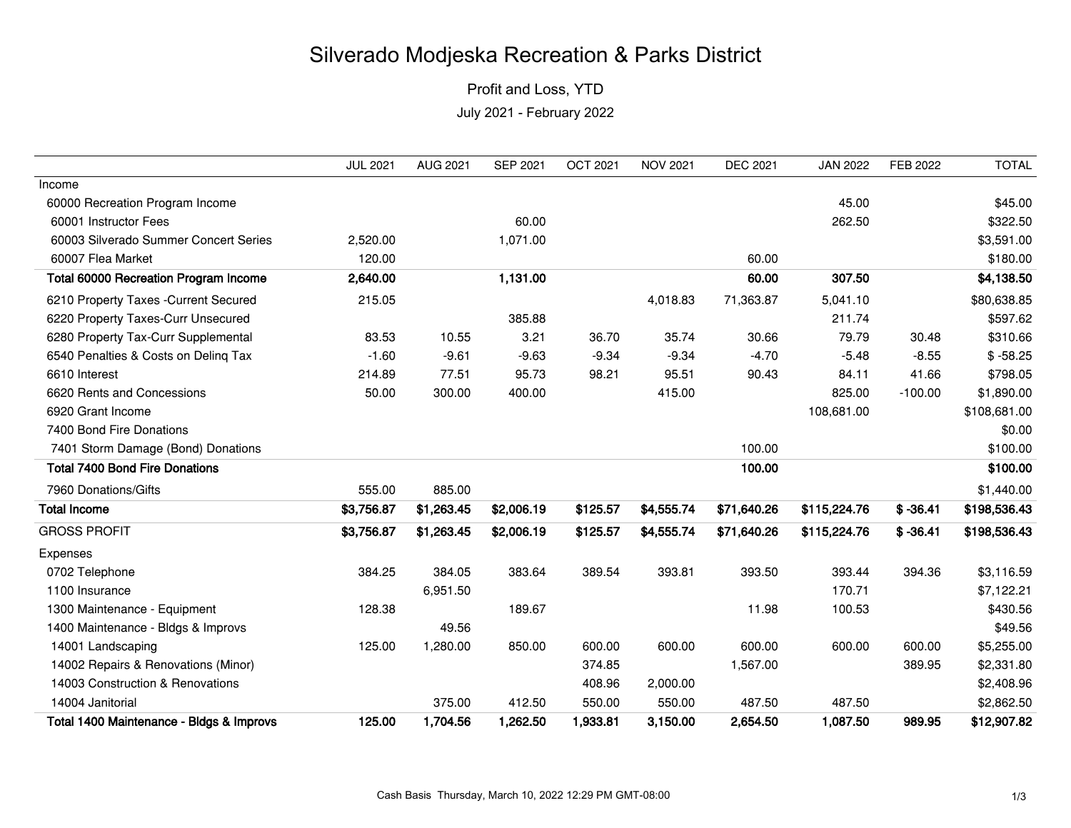# Silverado Modjeska Recreation & Parks District

Profit and Loss, YTD

July 2021 - February 2022

| | JUL 2021 | AUG 2021 | SEP 2021 | OCT 2021 | NOV 2021 | DEC 2021 | JAN 2022 | FEB 2022 | TOTAL |
|---|---|---|---|---|---|---|---|---|---|
| Income | | | | | | | | | |
| 60000 Recreation Program Income | | | | | | | 45.00 | | $45.00 |
| 60001 Instructor Fees | | | 60.00 | | | | 262.50 | | $322.50 |
| 60003 Silverado Summer Concert Series | 2,520.00 | | 1,071.00 | | | | | | $3,591.00 |
| 60007 Flea Market | 120.00 | | | | | 60.00 | | | $180.00 |
| **Total 60000 Recreation Program Income** | **2,640.00** | | **1,131.00** | | | **60.00** | **307.50** | | **$4,138.50** |
| 6210 Property Taxes -Current Secured | 215.05 | | | | 4,018.83 | 71,363.87 | 5,041.10 | | $80,638.85 |
| 6220 Property Taxes-Curr Unsecured | | | 385.88 | | | | 211.74 | | $597.62 |
| 6280 Property Tax-Curr Supplemental | 83.53 | 10.55 | 3.21 | 36.70 | 35.74 | 30.66 | 79.79 | 30.48 | $310.66 |
| 6540 Penalties & Costs on Delinq Tax | -1.60 | -9.61 | -9.63 | -9.34 | -9.34 | -4.70 | -5.48 | -8.55 | $ -58.25 |
| 6610 Interest | 214.89 | 77.51 | 95.73 | 98.21 | 95.51 | 90.43 | 84.11 | 41.66 | $798.05 |
| 6620 Rents and Concessions | 50.00 | 300.00 | 400.00 | | 415.00 | | 825.00 | -100.00 | $1,890.00 |
| 6920 Grant Income | | | | | | | 108,681.00 | | $108,681.00 |
| 7400 Bond Fire Donations | | | | | | | | | $0.00 |
| 7401 Storm Damage (Bond) Donations | | | | | | 100.00 | | | $100.00 |
| **Total 7400 Bond Fire Donations** | | | | | | **100.00** | | | **$100.00** |
| 7960 Donations/Gifts | 555.00 | 885.00 | | | | | | | $1,440.00 |
| **Total Income** | **$3,756.87** | **$1,263.45** | **$2,006.19** | **$125.57** | **$4,555.74** | **$71,640.26** | **$115,224.76** | **$ -36.41** | **$198,536.43** |
| GROSS PROFIT | **$3,756.87** | **$1,263.45** | **$2,006.19** | **$125.57** | **$4,555.74** | **$71,640.26** | **$115,224.76** | **$ -36.41** | **$198,536.43** |
| Expenses | | | | | | | | | |
| 0702 Telephone | 384.25 | 384.05 | 383.64 | 389.54 | 393.81 | 393.50 | 393.44 | 394.36 | $3,116.59 |
| 1100 Insurance | | 6,951.50 | | | | | 170.71 | | $7,122.21 |
| 1300 Maintenance - Equipment | 128.38 | | 189.67 | | | 11.98 | 100.53 | | $430.56 |
| 1400 Maintenance - Bldgs & Improvs | | 49.56 | | | | | | | $49.56 |
| 14001 Landscaping | 125.00 | 1,280.00 | 850.00 | 600.00 | 600.00 | 600.00 | 600.00 | 600.00 | $5,255.00 |
| 14002 Repairs & Renovations (Minor) | | | | 374.85 | | 1,567.00 | | 389.95 | $2,331.80 |
| 14003 Construction & Renovations | | | | 408.96 | 2,000.00 | | | | $2,408.96 |
| 14004 Janitorial | | 375.00 | 412.50 | 550.00 | 550.00 | 487.50 | 487.50 | | $2,862.50 |
| **Total 1400 Maintenance - Bldgs & Improvs** | **125.00** | **1,704.56** | **1,262.50** | **1,933.81** | **3,150.00** | **2,654.50** | **1,087.50** | **989.95** | **$12,907.82** |

Cash Basis Thursday, March 10, 2022 12:29 PM GMT-08:00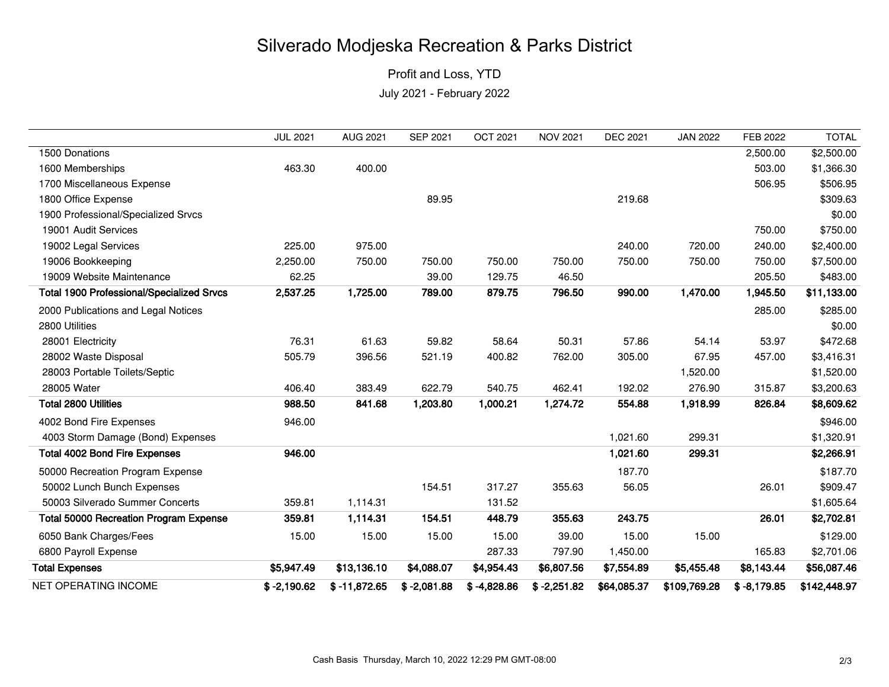# Silverado Modjeska Recreation & Parks District

Profit and Loss, YTD

July 2021 - February 2022

| | JUL 2021 | AUG 2021 | SEP 2021 | OCT 2021 | NOV 2021 | DEC 2021 | JAN 2022 | FEB 2022 | TOTAL |
|---|---|---|---|---|---|---|---|---|---|
| 1500 Donations | | | | | | | | 2,500.00 | $2,500.00 |
| 1600 Memberships | 463.30 | 400.00 | | | | | | 503.00 | $1,366.30 |
| 1700 Miscellaneous Expense | | | | | | | | 506.95 | $506.95 |
| 1800 Office Expense | | | 89.95 | | | 219.68 | | | $309.63 |
| 1900 Professional/Specialized Srvcs | | | | | | | | | $0.00 |
| 19001 Audit Services | | | | | | | | 750.00 | $750.00 |
| 19002 Legal Services | 225.00 | 975.00 | | | | 240.00 | 720.00 | 240.00 | $2,400.00 |
| 19006 Bookkeeping | 2,250.00 | 750.00 | 750.00 | 750.00 | 750.00 | 750.00 | 750.00 | 750.00 | $7,500.00 |
| 19009 Website Maintenance | 62.25 | | 39.00 | 129.75 | 46.50 | | | 205.50 | $483.00 |
| **Total 1900 Professional/Specialized Srvcs** | **2,537.25** | **1,725.00** | **789.00** | **879.75** | **796.50** | **990.00** | **1,470.00** | **1,945.50** | **$11,133.00** |
| 2000 Publications and Legal Notices | | | | | | | | 285.00 | $285.00 |
| 2800 Utilities | | | | | | | | | $0.00 |
| 28001 Electricity | 76.31 | 61.63 | 59.82 | 58.64 | 50.31 | 57.86 | 54.14 | 53.97 | $472.68 |
| 28002 Waste Disposal | 505.79 | 396.56 | 521.19 | 400.82 | 762.00 | 305.00 | 67.95 | 457.00 | $3,416.31 |
| 28003 Portable Toilets/Septic | | | | | | | 1,520.00 | | $1,520.00 |
| 28005 Water | 406.40 | 383.49 | 622.79 | 540.75 | 462.41 | 192.02 | 276.90 | 315.87 | $3,200.63 |
| **Total 2800 Utilities** | **988.50** | **841.68** | **1,203.80** | **1,000.21** | **1,274.72** | **554.88** | **1,918.99** | **826.84** | **$8,609.62** |
| 4002 Bond Fire Expenses | 946.00 | | | | | | | | $946.00 |
| 4003 Storm Damage (Bond) Expenses | | | | | | 1,021.60 | 299.31 | | $1,320.91 |
| **Total 4002 Bond Fire Expenses** | **946.00** | | | | | **1,021.60** | **299.31** | | **$2,266.91** |
| 50000 Recreation Program Expense | | | | | | 187.70 | | | $187.70 |
| 50002 Lunch Bunch Expenses | | | 154.51 | 317.27 | 355.63 | 56.05 | | 26.01 | $909.47 |
| 50003 Silverado Summer Concerts | 359.81 | 1,114.31 | | 131.52 | | | | | $1,605.64 |
| **Total 50000 Recreation Program Expense** | **359.81** | **1,114.31** | **154.51** | **448.79** | **355.63** | **243.75** | | **26.01** | **$2,702.81** |
| 6050 Bank Charges/Fees | 15.00 | 15.00 | 15.00 | 15.00 | 39.00 | 15.00 | 15.00 | | $129.00 |
| 6800 Payroll Expense | | | | 287.33 | 797.90 | 1,450.00 | | 165.83 | $2,701.06 |
| **Total Expenses** | **$5,947.49** | **$13,136.10** | **$4,088.07** | **$4,954.43** | **$6,807.56** | **$7,554.89** | **$5,455.48** | **$8,143.44** | **$56,087.46** |
| NET OPERATING INCOME | **$ -2,190.62** | **$ -11,872.65** | **$ -2,081.88** | **$ -4,828.86** | **$ -2,251.82** | **$64,085.37** | **$109,769.28** | **$ -8,179.85** | **$142,448.97** |

Cash Basis Thursday, March 10, 2022 12:29 PM GMT-08:00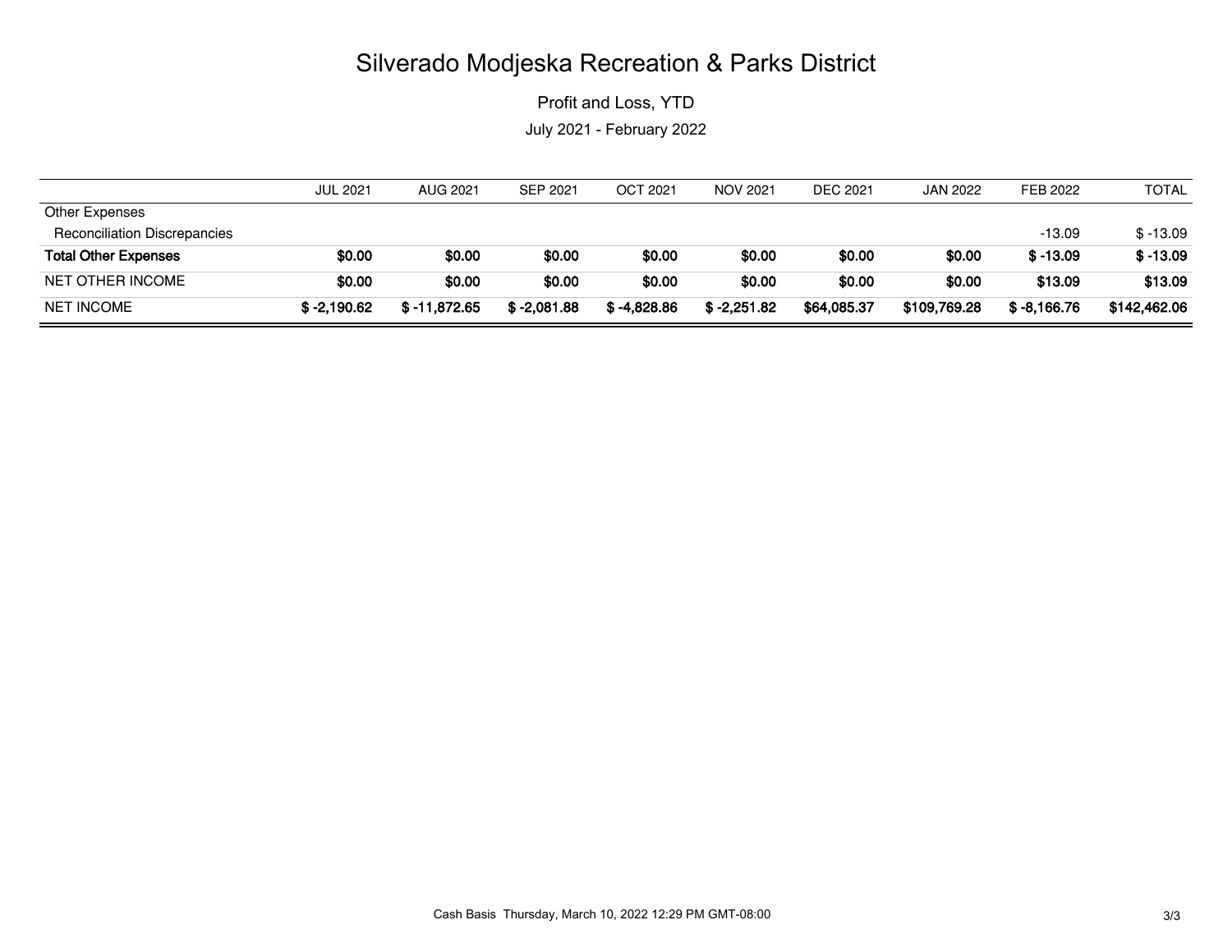# Silverado Modjeska Recreation & Parks District

Profit and Loss, YTD

July 2021 - February 2022

| | JUL 2021 | AUG 2021 | SEP 2021 | OCT 2021 | NOV 2021 | DEC 2021 | JAN 2022 | FEB 2022 | TOTAL |
|---|---|---|---|---|---|---|---|---|---|
| Other Expenses | | | | | | | | | |
| Reconciliation Discrepancies | | | | | | | | -13.09 | $ -13.09 |
| **Total Other Expenses** | **$0.00** | **$0.00** | **$0.00** | **$0.00** | **$0.00** | **$0.00** | **$0.00** | **$ -13.09** | **$ -13.09** |
| NET OTHER INCOME | **$0.00** | **$0.00** | **$0.00** | **$0.00** | **$0.00** | **$0.00** | **$0.00** | **$13.09** | **$13.09** |
| NET INCOME | **$ -2,190.62** | **$ -11,872.65** | **$ -2,081.88** | **$ -4,828.86** | **$ -2,251.82** | **$64,085.37** | **$109,769.28** | **$ -8,166.76** | **$142,462.06** |

Cash Basis Thursday, March 10, 2022 12:29 PM GMT-08:00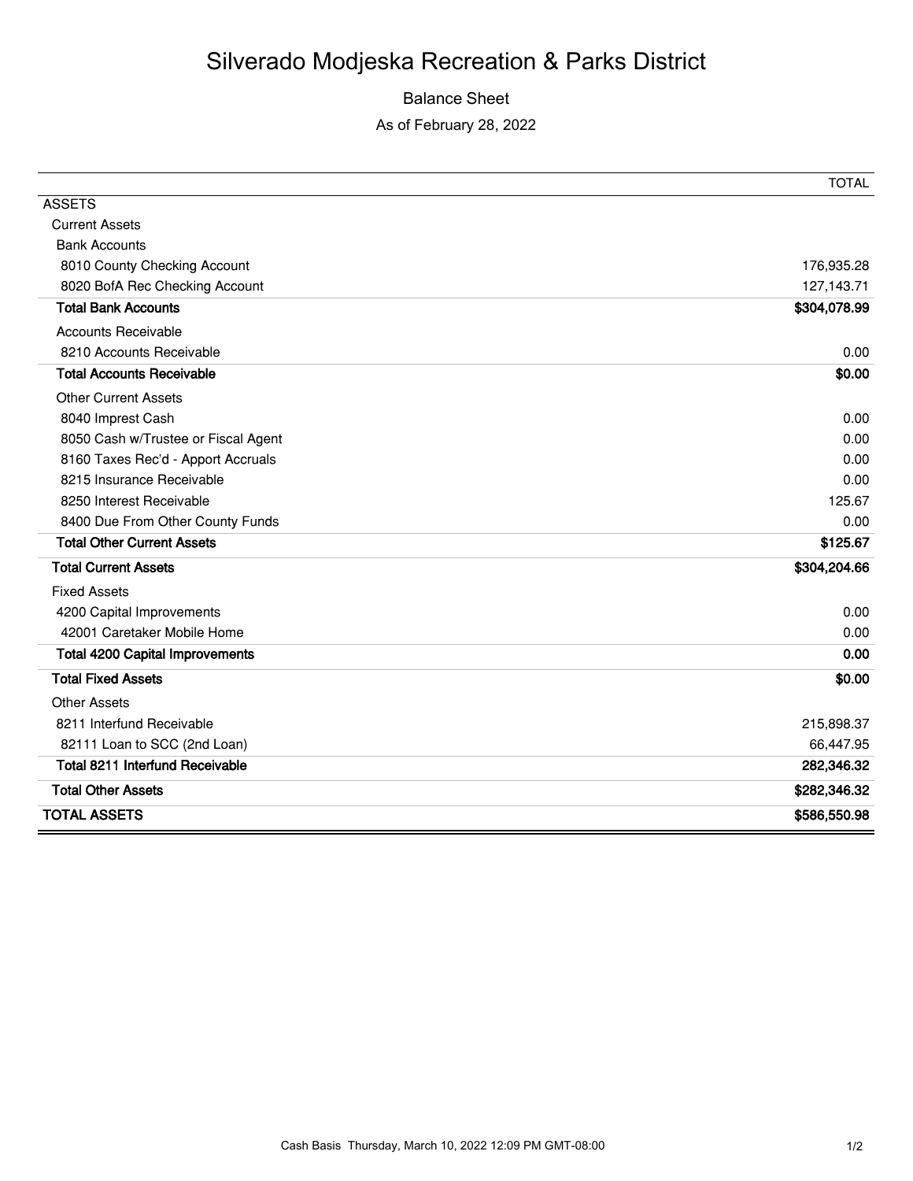# Silverado Modjeska Recreation & Parks District

Balance Sheet

As of February 28, 2022

| | TOTAL |
|---|---|
| ASSETS | |
| Current Assets | |
| Bank Accounts | |
| 8010 County Checking Account | 176,935.28 |
| 8020 BofA Rec Checking Account | 127,143.71 |
| **Total Bank Accounts** | **$304,078.99** |
| Accounts Receivable | |
| 8210 Accounts Receivable | 0.00 |
| **Total Accounts Receivable** | **$0.00** |
| Other Current Assets | |
| 8040 Imprest Cash | 0.00 |
| 8050 Cash w/Trustee or Fiscal Agent | 0.00 |
| 8160 Taxes Rec'd - Apport Accruals | 0.00 |
| 8215 Insurance Receivable | 0.00 |
| 8250 Interest Receivable | 125.67 |
| 8400 Due From Other County Funds | 0.00 |
| **Total Other Current Assets** | **$125.67** |
| **Total Current Assets** | **$304,204.66** |
| Fixed Assets | |
| 4200 Capital Improvements | 0.00 |
| 42001 Caretaker Mobile Home | 0.00 |
| **Total 4200 Capital Improvements** | **0.00** |
| **Total Fixed Assets** | **$0.00** |
| Other Assets | |
| 8211 Interfund Receivable | 215,898.37 |
| 82111 Loan to SCC (2nd Loan) | 66,447.95 |
| **Total 8211 Interfund Receivable** | **282,346.32** |
| **Total Other Assets** | **$282,346.32** |
| **TOTAL ASSETS** | **$586,550.98** |

Cash Basis Thursday, March 10, 2022 12:09 PM GMT-08:00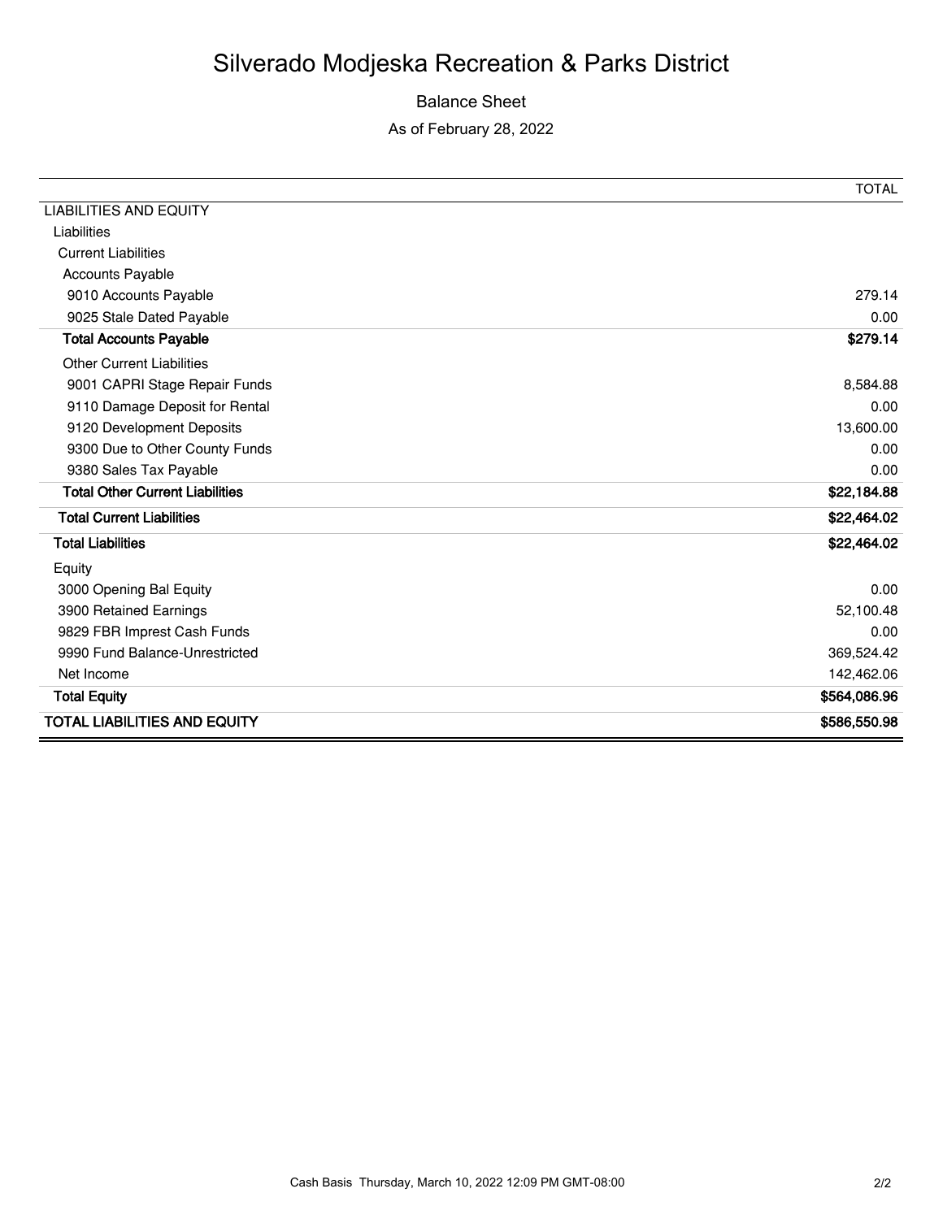# Silverado Modjeska Recreation & Parks District

## Balance Sheet

As of February 28, 2022

| | TOTAL |
|---|---|
| LIABILITIES AND EQUITY | |
| Liabilities | |
| Current Liabilities | |
| Accounts Payable | |
| 9010 Accounts Payable | 279.14 |
| 9025 Stale Dated Payable | 0.00 |
| **Total Accounts Payable** | **$279.14** |
| Other Current Liabilities | |
| 9001 CAPRI Stage Repair Funds | 8,584.88 |
| 9110 Damage Deposit for Rental | 0.00 |
| 9120 Development Deposits | 13,600.00 |
| 9300 Due to Other County Funds | 0.00 |
| 9380 Sales Tax Payable | 0.00 |
| **Total Other Current Liabilities** | **$22,184.88** |
| **Total Current Liabilities** | **$22,464.02** |
| **Total Liabilities** | **$22,464.02** |
| Equity | |
| 3000 Opening Bal Equity | 0.00 |
| 3900 Retained Earnings | 52,100.48 |
| 9829 FBR Imprest Cash Funds | 0.00 |
| 9990 Fund Balance-Unrestricted | 369,524.42 |
| Net Income | 142,462.06 |
| **Total Equity** | **$564,086.96** |
| **TOTAL LIABILITIES AND EQUITY** | **$586,550.98** |

Cash Basis Thursday, March 10, 2022 12:09 PM GMT-08:00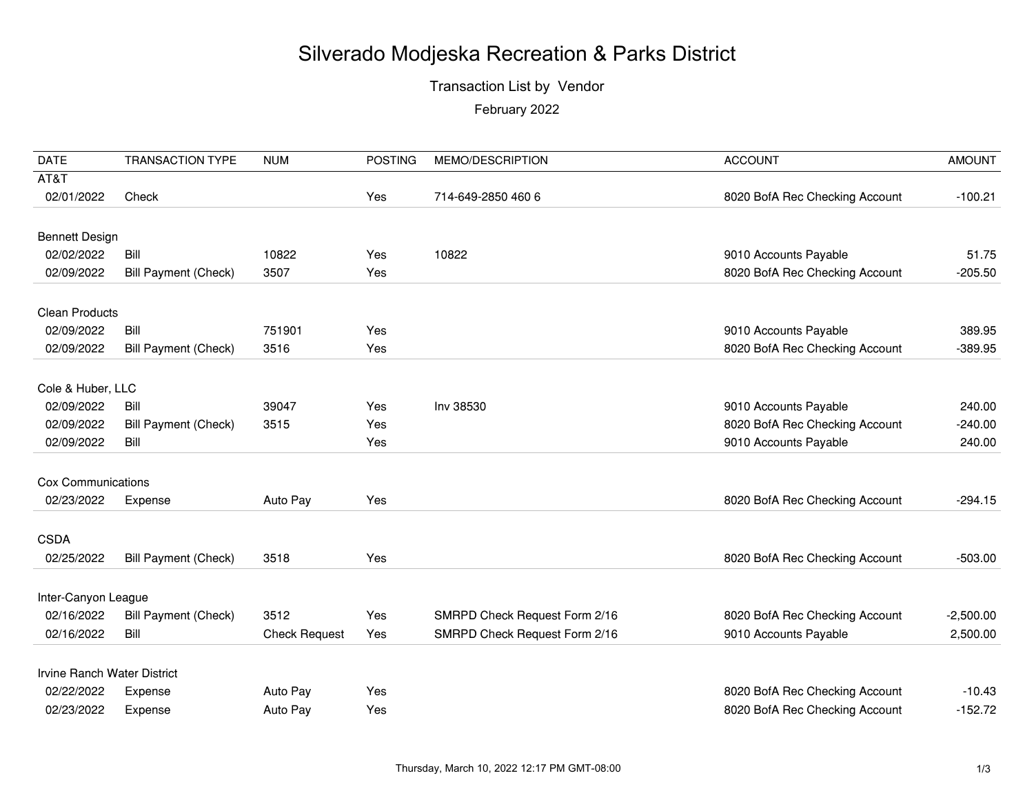# Silverado Modjeska Recreation & Parks District

## Transaction List by Vendor

February 2022

| DATE | TRANSACTION TYPE | NUM | POSTING | MEMO/DESCRIPTION | ACCOUNT | AMOUNT |
|---|---|---|---|---|---|---|
| AT&T | | | | | | |
| 02/01/2022 | Check | | Yes | 714-649-2850 460 6 | 8020 BofA Rec Checking Account | -100.21 |
| Bennett Design | | | | | | |
| 02/02/2022 | Bill | 10822 | Yes | 10822 | 9010 Accounts Payable | 51.75 |
| 02/09/2022 | Bill Payment (Check) | 3507 | Yes | | 8020 BofA Rec Checking Account | -205.50 |
| Clean Products | | | | | | |
| 02/09/2022 | Bill | 751901 | Yes | | 9010 Accounts Payable | 389.95 |
| 02/09/2022 | Bill Payment (Check) | 3516 | Yes | | 8020 BofA Rec Checking Account | -389.95 |
| Cole & Huber, LLC | | | | | | |
| 02/09/2022 | Bill | 39047 | Yes | Inv 38530 | 9010 Accounts Payable | 240.00 |
| 02/09/2022 | Bill Payment (Check) | 3515 | Yes | | 8020 BofA Rec Checking Account | -240.00 |
| 02/09/2022 | Bill | | Yes | | 9010 Accounts Payable | 240.00 |
| Cox Communications | | | | | | |
| 02/23/2022 | Expense | Auto Pay | Yes | | 8020 BofA Rec Checking Account | -294.15 |
| CSDA | | | | | | |
| 02/25/2022 | Bill Payment (Check) | 3518 | Yes | | 8020 BofA Rec Checking Account | -503.00 |
| Inter-Canyon League | | | | | | |
| 02/16/2022 | Bill Payment (Check) | 3512 | Yes | SMRPD Check Request Form 2/16 | 8020 BofA Rec Checking Account | -2,500.00 |
| 02/16/2022 | Bill | Check Request | Yes | SMRPD Check Request Form 2/16 | 9010 Accounts Payable | 2,500.00 |
| Irvine Ranch Water District | | | | | | |
| 02/22/2022 | Expense | Auto Pay | Yes | | 8020 BofA Rec Checking Account | -10.43 |
| 02/23/2022 | Expense | Auto Pay | Yes | | 8020 BofA Rec Checking Account | -152.72 |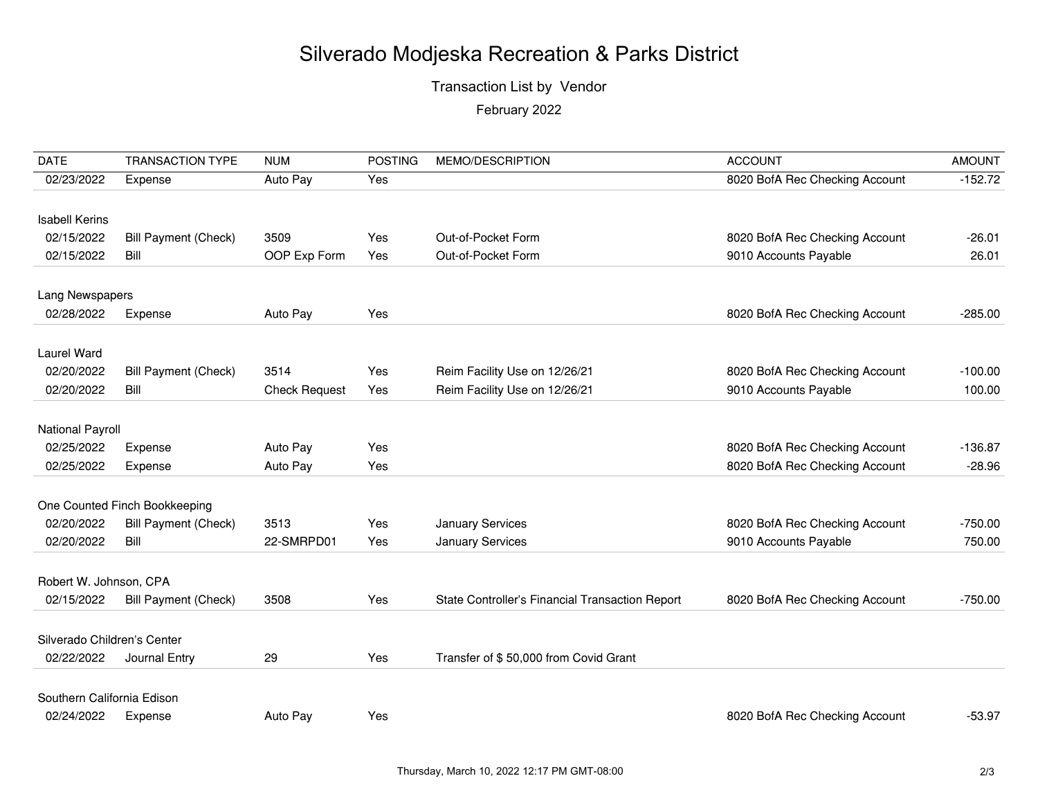# Silverado Modjeska Recreation & Parks District

Transaction List by Vendor

February 2022

| DATE | TRANSACTION TYPE | NUM | POSTING | MEMO/DESCRIPTION | ACCOUNT | AMOUNT |
|---|---|---|---|---|---|---|
| 02/23/2022 | Expense | Auto Pay | Yes | | 8020 BofA Rec Checking Account | -152.72 |
| **Isabell Kerins** | | | | | | |
| 02/15/2022 | Bill Payment (Check) | 3509 | Yes | Out-of-Pocket Form | 8020 BofA Rec Checking Account | -26.01 |
| 02/15/2022 | Bill | OOP Exp Form | Yes | Out-of-Pocket Form | 9010 Accounts Payable | 26.01 |
| **Lang Newspapers** | | | | | | |
| 02/28/2022 | Expense | Auto Pay | Yes | | 8020 BofA Rec Checking Account | -285.00 |
| **Laurel Ward** | | | | | | |
| 02/20/2022 | Bill Payment (Check) | 3514 | Yes | Reim Facility Use on 12/26/21 | 8020 BofA Rec Checking Account | -100.00 |
| 02/20/2022 | Bill | Check Request | Yes | Reim Facility Use on 12/26/21 | 9010 Accounts Payable | 100.00 |
| **National Payroll** | | | | | | |
| 02/25/2022 | Expense | Auto Pay | Yes | | 8020 BofA Rec Checking Account | -136.87 |
| 02/25/2022 | Expense | Auto Pay | Yes | | 8020 BofA Rec Checking Account | -28.96 |
| **One Counted Finch Bookkeeping** | | | | | | |
| 02/20/2022 | Bill Payment (Check) | 3513 | Yes | January Services | 8020 BofA Rec Checking Account | -750.00 |
| 02/20/2022 | Bill | 22-SMRPD01 | Yes | January Services | 9010 Accounts Payable | 750.00 |
| **Robert W. Johnson, CPA** | | | | | | |
| 02/15/2022 | Bill Payment (Check) | 3508 | Yes | State Controller's Financial Transaction Report | 8020 BofA Rec Checking Account | -750.00 |
| **Silverado Children's Center** | | | | | | |
| 02/22/2022 | Journal Entry | 29 | Yes | Transfer of $ 50,000 from Covid Grant | | |
| **Southern California Edison** | | | | | | |
| 02/24/2022 | Expense | Auto Pay | Yes | | 8020 BofA Rec Checking Account | -53.97 |

Thursday, March 10, 2022 12:17 PM GMT-08:00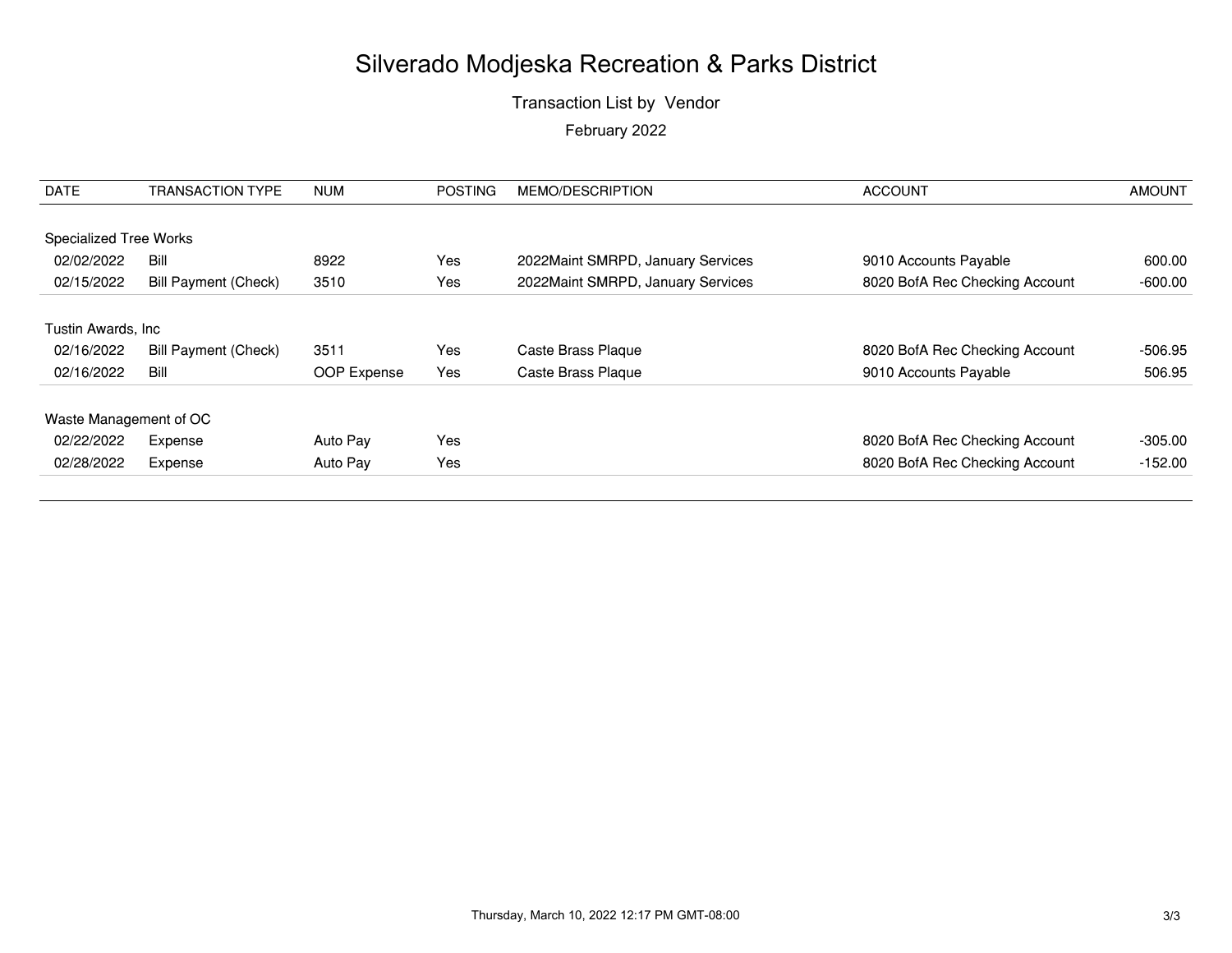# Silverado Modjeska Recreation & Parks District

Transaction List by Vendor

February 2022

| DATE | TRANSACTION TYPE | NUM | POSTING | MEMO/DESCRIPTION | ACCOUNT | AMOUNT |
|---|---|---|---|---|---|---|
| **Specialized Tree Works** | | | | | | |
| 02/02/2022 | Bill | 8922 | Yes | 2022Maint SMRPD, January Services | 9010 Accounts Payable | 600.00 |
| 02/15/2022 | Bill Payment (Check) | 3510 | Yes | 2022Maint SMRPD, January Services | 8020 BofA Rec Checking Account | -600.00 |
| **Tustin Awards, Inc** | | | | | | |
| 02/16/2022 | Bill Payment (Check) | 3511 | Yes | Caste Brass Plaque | 8020 BofA Rec Checking Account | -506.95 |
| 02/16/2022 | Bill | OOP Expense | Yes | Caste Brass Plaque | 9010 Accounts Payable | 506.95 |
| **Waste Management of OC** | | | | | | |
| 02/22/2022 | Expense | Auto Pay | Yes | | 8020 BofA Rec Checking Account | -305.00 |
| 02/28/2022 | Expense | Auto Pay | Yes | | 8020 BofA Rec Checking Account | -152.00 |

Thursday, March 10, 2022 12:17 PM GMT-08:00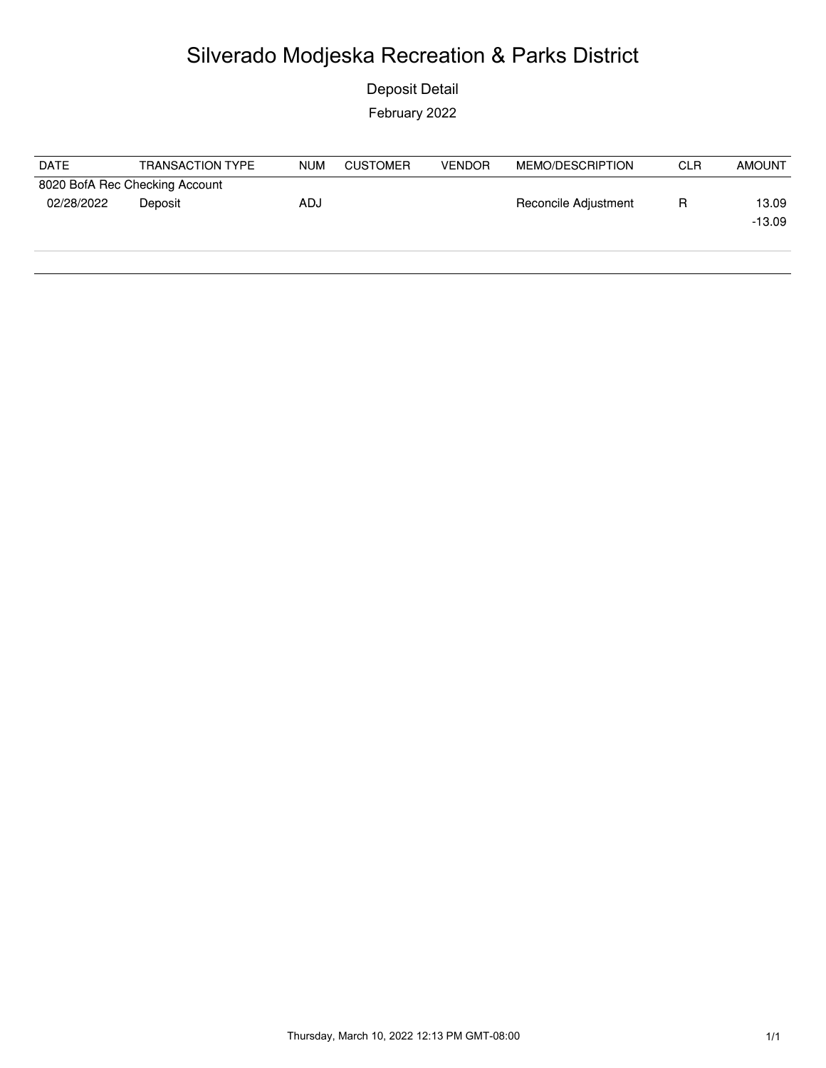# Silverado Modjeska Recreation & Parks District

Deposit Detail

February 2022

| DATE | TRANSACTION TYPE | NUM | CUSTOMER | VENDOR | MEMO/DESCRIPTION | CLR | AMOUNT |
|---|---|---|---|---|---|---|---|
| 8020 BofA Rec Checking Account | | | | | | | |
| 02/28/2022 | Deposit | ADJ | | | Reconcile Adjustment | R | 13.09 |
| | | | | | | | -13.09 |

Thursday, March 10, 2022 12:13 PM GMT-08:00